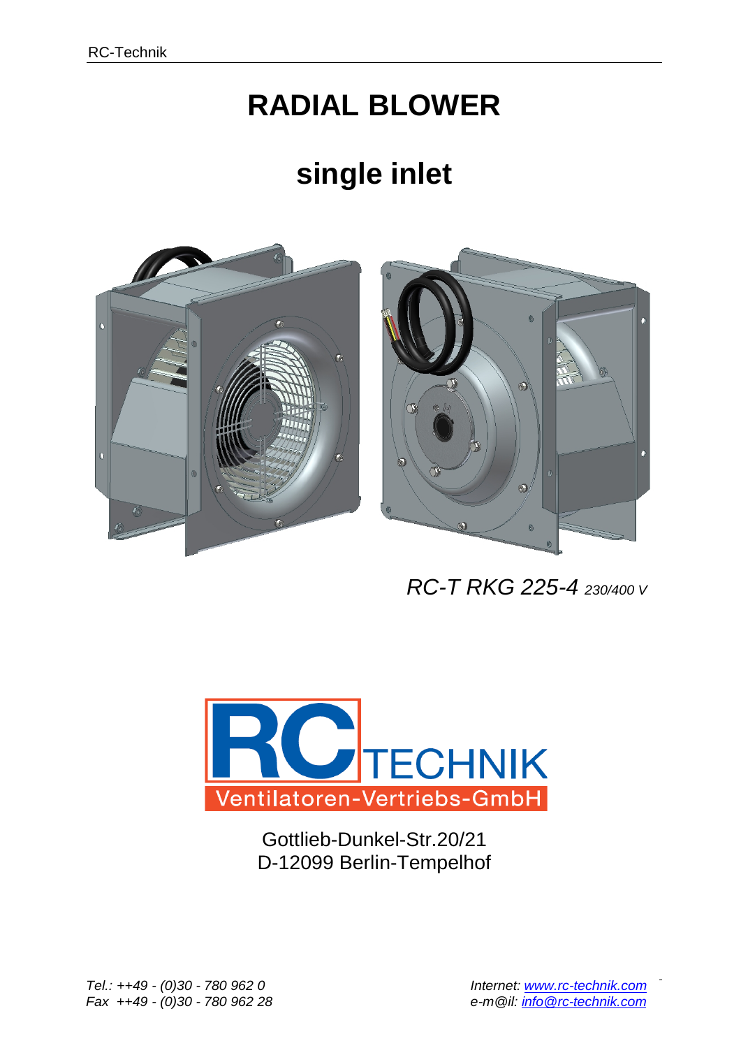# RADIAL BLOWER

## single inlet

*RC-T RKG 225-4* *230/400 V*

RC TECHNIK
Ventilatoren-Vertriebs-GmbH

Gottlieb-Dunkel-Str.20/21
D-12099 Berlin-Tempelhof

*Tel.: ++49 - (0)30 - 780 962 0*
*Fax ++49 - (0)30 - 780 962 28*

*Internet: [www.rc-technik.com](www.rc-technik.com)*
*e-m@il: [info@rc-technik.com](mailto:info@rc-technik.com)*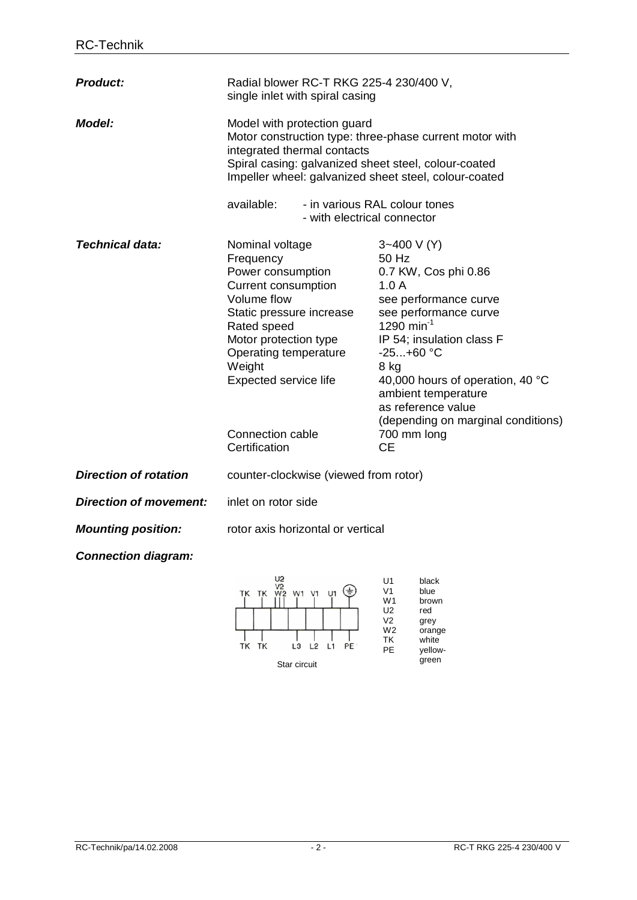**Product:** Radial blower RC-T RKG 225-4 230/400 V, single inlet with spiral casing

**Model:** Model with protection guard
Motor construction type: three-phase current motor with integrated thermal contacts
Spiral casing: galvanized sheet steel, colour-coated
Impeller wheel: galvanized sheet steel, colour-coated

available:
- in various RAL colour tones
- with electrical connector

**Technical data:**

| | |
|---|---|
| Nominal voltage | 3~400 V (Y) |
| Frequency | 50 Hz |
| Power consumption | 0.7 KW, Cos phi 0.86 |
| Current consumption | 1.0 A |
| Volume flow | see performance curve |
| Static pressure increase | see performance curve |
| Rated speed | 1290 $min^{-1}$ |
| Motor protection type | IP 54; insulation class F |
| Operating temperature | -25...+60 °C |
| Weight | 8 kg |
| Expected service life | 40,000 hours of operation, 40 °C ambient temperature as reference value (depending on marginal conditions) |
| Connection cable | 700 mm long |
| Certification | CE |

**Direction of rotation** counter-clockwise (viewed from rotor)

**Direction of movement:** inlet on rotor side

**Mounting position:** rotor axis horizontal or vertical

**Connection diagram:**

TK TK U2 V2 W2 W1 V1 U1 ⏚

TK TK L3 L2 L1 PE

Star circuit

| | |
|---|---|
| U1 | black |
| V1 | blue |
| W1 | brown |
| U2 | red |
| V2 | grey |
| W2 | orange |
| TK | white |
| PE | yellow-green |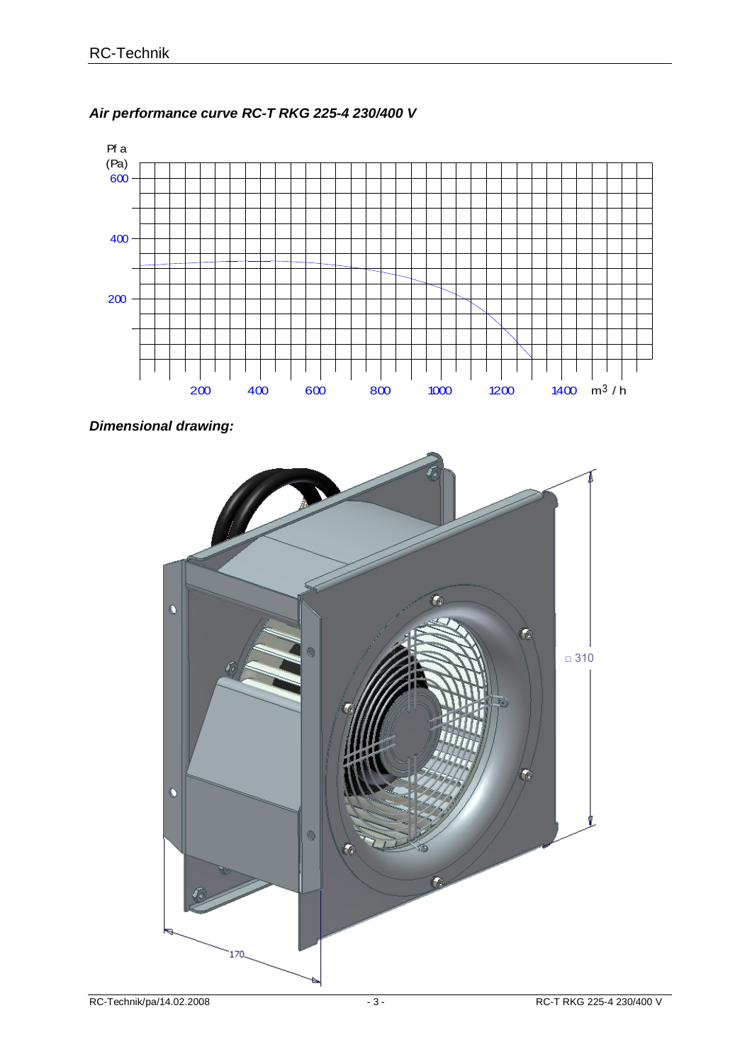### *Air performance curve RC-T RKG 225-4 230/400 V*

Pf a
(Pa)
600
400
200
200 400 600 800 1000 1200 1400 $m^3$ / h

### *Dimensional drawing:*

□ 310
170